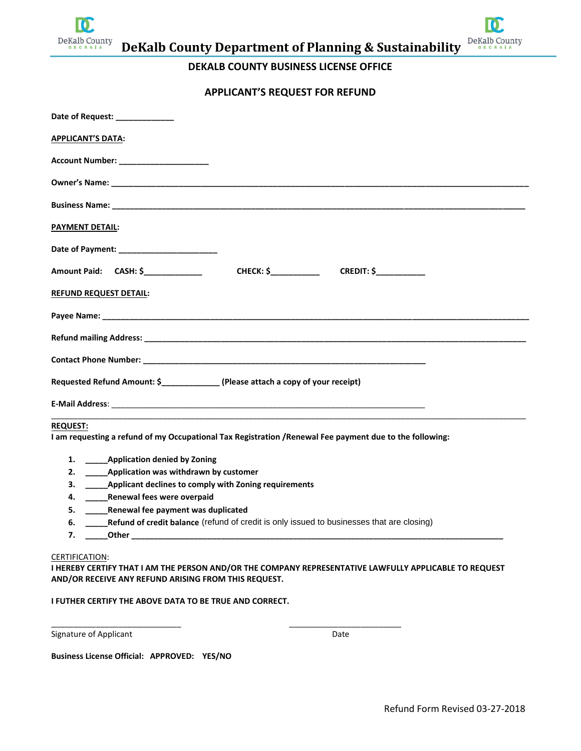# DeKalb County Department of Planning & Sustainability

## DEKALB COUNTY BUSINESS LICENSE OFFICE

## APPLICANT'S REQUEST FOR REFUND

**Date of Request:** _____________

**APPLICANT'S DATA:**

**Account Number:** ____________________

**Owner's Name:** ____________________________________________________________________________________________

**Business Name:** ___________________________________________________________________________________________

**PAYMENT DETAIL:**

**Date of Payment:** ______________________

**Amount Paid:** **CASH: $**_____________ **CHECK: $**___________ **CREDIT: $**___________

**REFUND REQUEST DETAIL:**

**Payee Name:** ______________________________________________________________________________________________

**Refund mailing Address:** _________________________________________________________________________________

**Contact Phone Number:** _______________________________________________________________

**Requested Refund Amount: $**_____________ **(Please attach a copy of your receipt)**

**E-Mail Address:** _______________________________________________________________________

---

**REQUEST:**

**I am requesting a refund of my Occupational Tax Registration /Renewal Fee payment due to the following:**

1. _____**Application denied by Zoning**
2. _____**Application was withdrawn by customer**
3. _____**Applicant declines to comply with Zoning requirements**
4. _____**Renewal fees were overpaid**
5. _____**Renewal fee payment was duplicated**
6. _____**Refund of credit balance** (refund of credit is only issued to businesses that are closing)
7. _____**Other** _____________________________________________________________________________________

CERTIFICATION:

**I HEREBY CERTIFY THAT I AM THE PERSON AND/OR THE COMPANY REPRESENTATIVE LAWFULLY APPLICABLE TO REQUEST AND/OR RECEIVE ANY REFUND ARISING FROM THIS REQUEST.**

**I FUTHER CERTIFY THE ABOVE DATA TO BE TRUE AND CORRECT.**

______________________________ ___________________________

Signature of Applicant Date

**Business License Official: APPROVED: YES/NO**

Refund Form Revised 03-27-2018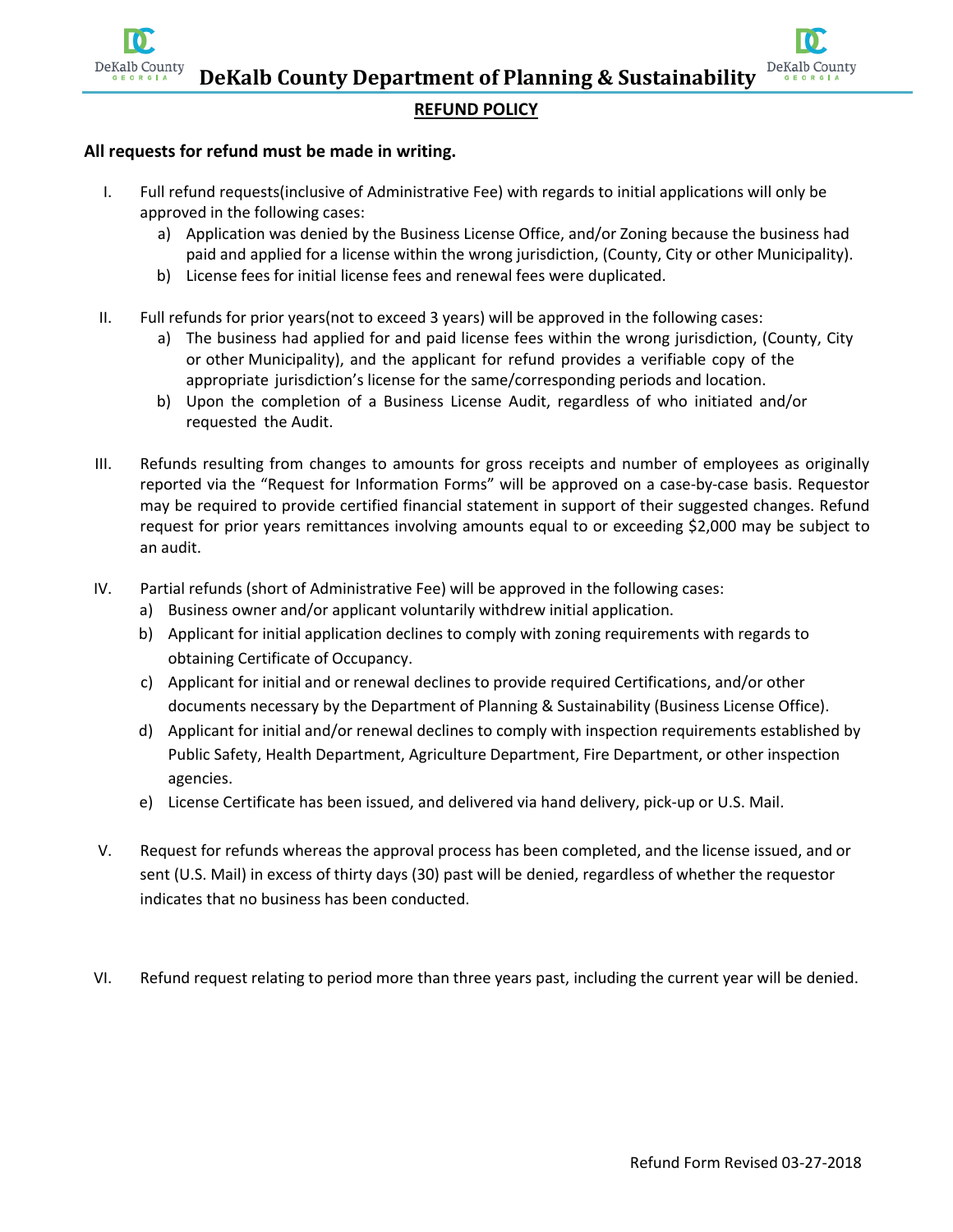# DeKalb County Department of Planning & Sustainability

## REFUND POLICY

**All requests for refund must be made in writing.**

I. Full refund requests(inclusive of Administrative Fee) with regards to initial applications will only be approved in the following cases:
   a) Application was denied by the Business License Office, and/or Zoning because the business had paid and applied for a license within the wrong jurisdiction, (County, City or other Municipality).
   b) License fees for initial license fees and renewal fees were duplicated.

II. Full refunds for prior years(not to exceed 3 years) will be approved in the following cases:
   a) The business had applied for and paid license fees within the wrong jurisdiction, (County, City or other Municipality), and the applicant for refund provides a verifiable copy of the appropriate jurisdiction's license for the same/corresponding periods and location.
   b) Upon the completion of a Business License Audit, regardless of who initiated and/or requested the Audit.

III. Refunds resulting from changes to amounts for gross receipts and number of employees as originally reported via the "Request for Information Forms" will be approved on a case-by-case basis. Requestor may be required to provide certified financial statement in support of their suggested changes. Refund request for prior years remittances involving amounts equal to or exceeding $2,000 may be subject to an audit.

IV. Partial refunds (short of Administrative Fee) will be approved in the following cases:
   a) Business owner and/or applicant voluntarily withdrew initial application.
   b) Applicant for initial application declines to comply with zoning requirements with regards to obtaining Certificate of Occupancy.
   c) Applicant for initial and or renewal declines to provide required Certifications, and/or other documents necessary by the Department of Planning & Sustainability (Business License Office).
   d) Applicant for initial and/or renewal declines to comply with inspection requirements established by Public Safety, Health Department, Agriculture Department, Fire Department, or other inspection agencies.
   e) License Certificate has been issued, and delivered via hand delivery, pick-up or U.S. Mail.

V. Request for refunds whereas the approval process has been completed, and the license issued, and or sent (U.S. Mail) in excess of thirty days (30) past will be denied, regardless of whether the requestor indicates that no business has been conducted.

VI. Refund request relating to period more than three years past, including the current year will be denied.

Refund Form Revised 03-27-2018